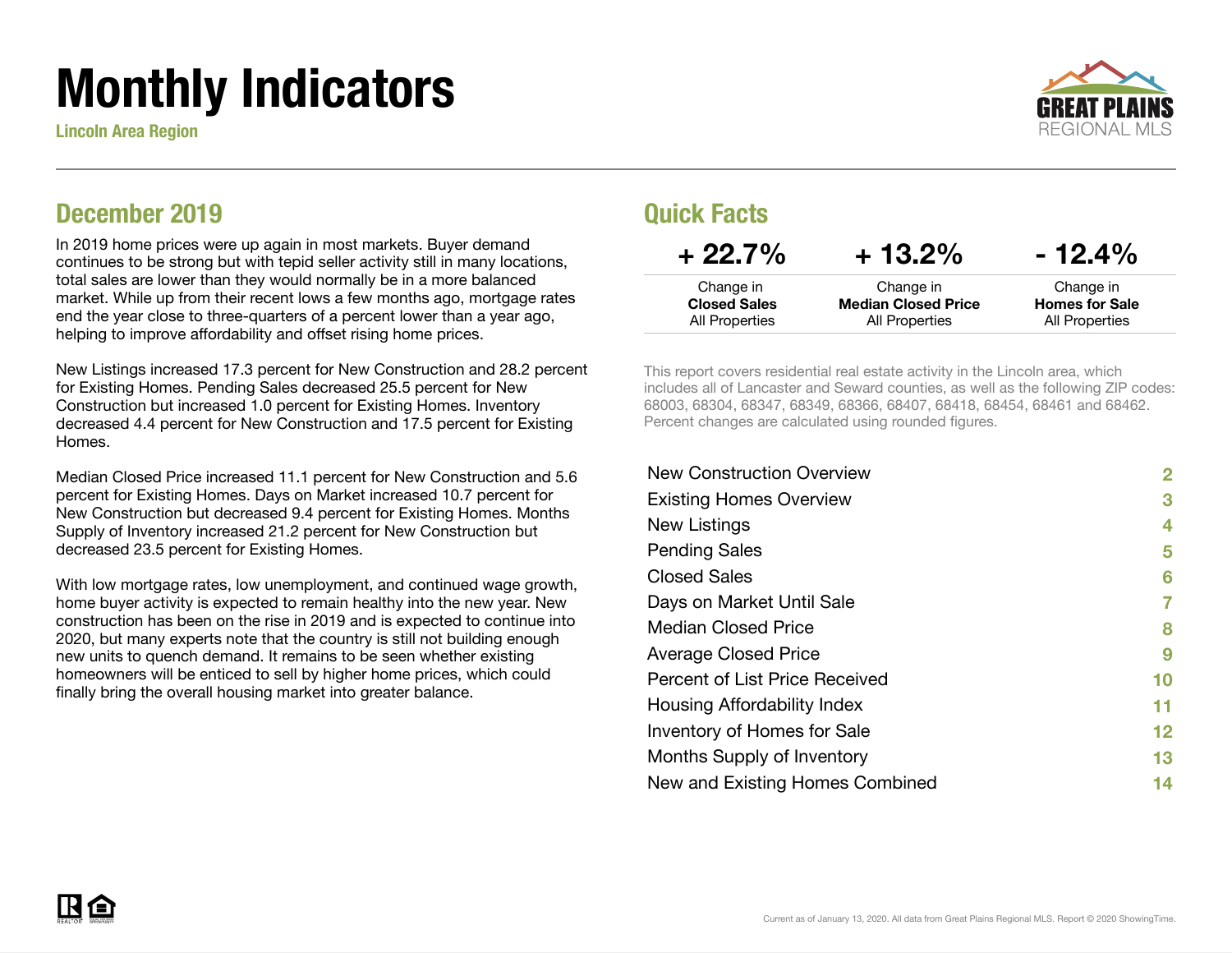# Monthly Indicators

**Lincoln Area Region**

GREAT PLAINS REGIONAL MLS

## December 2019

In 2019 home prices were up again in most markets. Buyer demand continues to be strong but with tepid seller activity still in many locations, total sales are lower than they would normally be in a more balanced market. While up from their recent lows a few months ago, mortgage rates end the year close to three-quarters of a percent lower than a year ago, helping to improve affordability and offset rising home prices.

New Listings increased 17.3 percent for New Construction and 28.2 percent for Existing Homes. Pending Sales decreased 25.5 percent for New Construction but increased 1.0 percent for Existing Homes. Inventory decreased 4.4 percent for New Construction and 17.5 percent for Existing Homes.

Median Closed Price increased 11.1 percent for New Construction and 5.6 percent for Existing Homes. Days on Market increased 10.7 percent for New Construction but decreased 9.4 percent for Existing Homes. Months Supply of Inventory increased 21.2 percent for New Construction but decreased 23.5 percent for Existing Homes.

With low mortgage rates, low unemployment, and continued wage growth, home buyer activity is expected to remain healthy into the new year. New construction has been on the rise in 2019 and is expected to continue into 2020, but many experts note that the country is still not building enough new units to quench demand. It remains to be seen whether existing homeowners will be enticed to sell by higher home prices, which could finally bring the overall housing market into greater balance.

## Quick Facts

| + 22.7% | + 13.2% | - 12.4% |
|---|---|---|
| Change in **Closed Sales** All Properties | Change in **Median Closed Price** All Properties | Change in **Homes for Sale** All Properties |

This report covers residential real estate activity in the Lincoln area, which includes all of Lancaster and Seward counties, as well as the following ZIP codes: 68003, 68304, 68347, 68349, 68366, 68407, 68418, 68454, 68461 and 68462. Percent changes are calculated using rounded figures.

| | |
|---|---|
| New Construction Overview | 2 |
| Existing Homes Overview | 3 |
| New Listings | 4 |
| Pending Sales | 5 |
| Closed Sales | 6 |
| Days on Market Until Sale | 7 |
| Median Closed Price | 8 |
| Average Closed Price | 9 |
| Percent of List Price Received | 10 |
| Housing Affordability Index | 11 |
| Inventory of Homes for Sale | 12 |
| Months Supply of Inventory | 13 |
| New and Existing Homes Combined | 14 |

Current as of January 13, 2020. All data from Great Plains Regional MLS. Report © 2020 ShowingTime.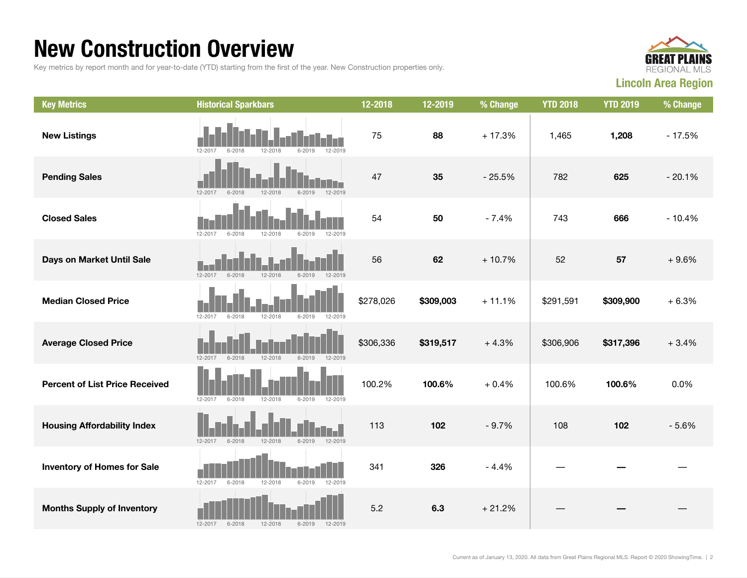# New Construction Overview

Key metrics by report month and for year-to-date (YTD) starting from the first of the year. New Construction properties only.

GREAT PLAINS REGIONAL MLS

**Lincoln Area Region**

| Key Metrics | Historical Sparkbars | 12-2018 | 12-2019 | % Change | YTD 2018 | YTD 2019 | % Change |
|---|---|---|---|---|---|---|---|
| **New Listings** | 12-2017 6-2018 12-2018 6-2019 12-2019 | 75 | **88** | + 17.3% | 1,465 | **1,208** | - 17.5% |
| **Pending Sales** | 12-2017 6-2018 12-2018 6-2019 12-2019 | 47 | **35** | - 25.5% | 782 | **625** | - 20.1% |
| **Closed Sales** | 12-2017 6-2018 12-2018 6-2019 12-2019 | 54 | **50** | - 7.4% | 743 | **666** | - 10.4% |
| **Days on Market Until Sale** | 12-2017 6-2018 12-2018 6-2019 12-2019 | 56 | **62** | + 10.7% | 52 | **57** | + 9.6% |
| **Median Closed Price** | 12-2017 6-2018 12-2018 6-2019 12-2019 | $278,026 | **$309,003** | + 11.1% | $291,591 | **$309,900** | + 6.3% |
| **Average Closed Price** | 12-2017 6-2018 12-2018 6-2019 12-2019 | $306,336 | **$319,517** | + 4.3% | $306,906 | **$317,396** | + 3.4% |
| **Percent of List Price Received** | 12-2017 6-2018 12-2018 6-2019 12-2019 | 100.2% | **100.6%** | + 0.4% | 100.6% | **100.6%** | 0.0% |
| **Housing Affordability Index** | 12-2017 6-2018 12-2018 6-2019 12-2019 | 113 | **102** | - 9.7% | 108 | **102** | - 5.6% |
| **Inventory of Homes for Sale** | 12-2017 6-2018 12-2018 6-2019 12-2019 | 341 | **326** | - 4.4% | — | **—** | — |
| **Months Supply of Inventory** | 12-2017 6-2018 12-2018 6-2019 12-2019 | 5.2 | **6.3** | + 21.2% | — | **—** | — |

Current as of January 13, 2020. All data from Great Plains Regional MLS. Report © 2020 ShowingTime.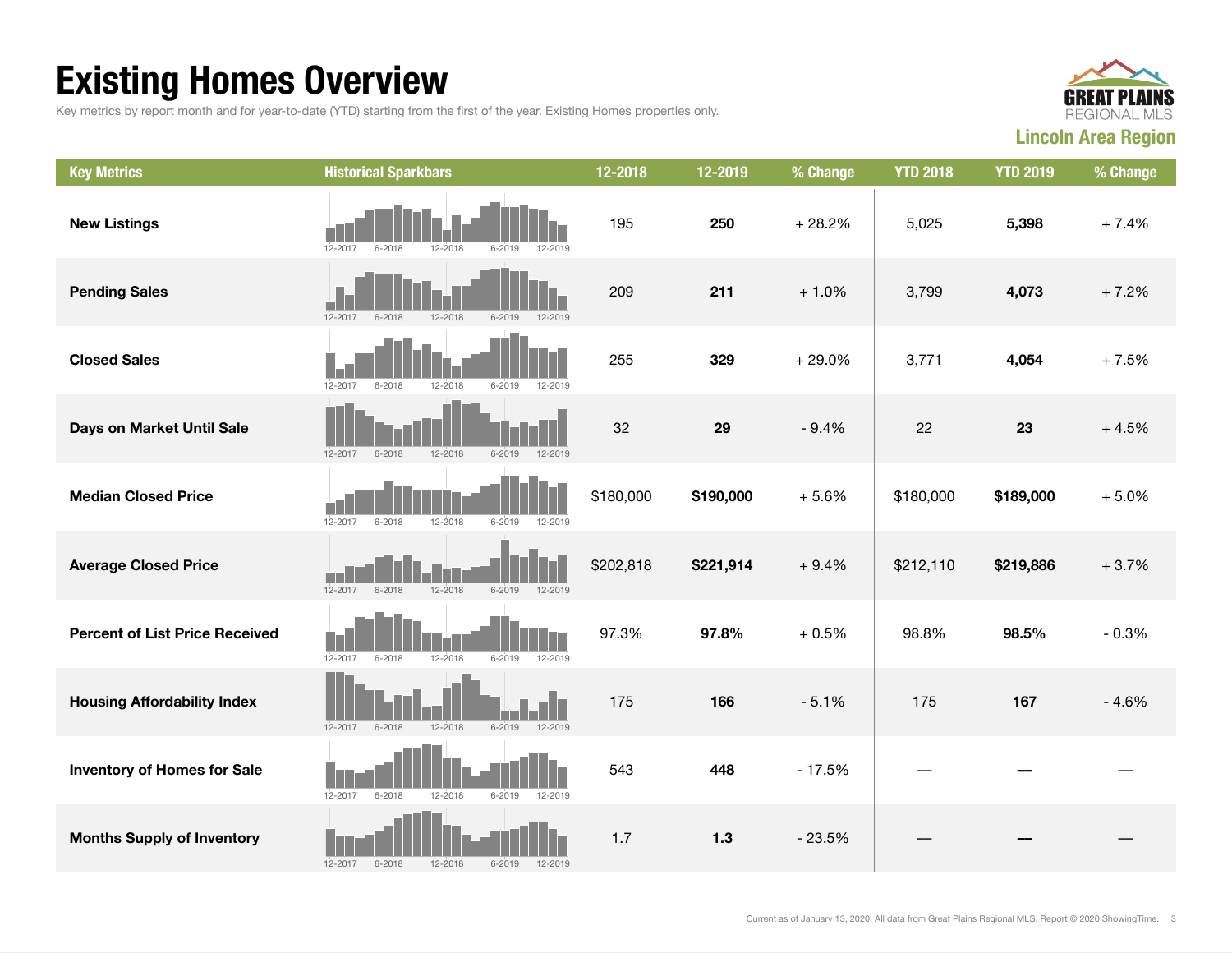# Existing Homes Overview

Key metrics by report month and for year-to-date (YTD) starting from the first of the year. Existing Homes properties only.

GREAT PLAINS REGIONAL MLS

**Lincoln Area Region**

| Key Metrics | Historical Sparkbars | 12-2018 | 12-2019 | % Change | YTD 2018 | YTD 2019 | % Change |
|---|---|---|---|---|---|---|---|
| **New Listings** | 12-2017 6-2018 12-2018 6-2019 12-2019 | 195 | **250** | + 28.2% | 5,025 | **5,398** | + 7.4% |
| **Pending Sales** | 12-2017 6-2018 12-2018 6-2019 12-2019 | 209 | **211** | + 1.0% | 3,799 | **4,073** | + 7.2% |
| **Closed Sales** | 12-2017 6-2018 12-2018 6-2019 12-2019 | 255 | **329** | + 29.0% | 3,771 | **4,054** | + 7.5% |
| **Days on Market Until Sale** | 12-2017 6-2018 12-2018 6-2019 12-2019 | 32 | **29** | - 9.4% | 22 | **23** | + 4.5% |
| **Median Closed Price** | 12-2017 6-2018 12-2018 6-2019 12-2019 | $180,000 | **$190,000** | + 5.6% | $180,000 | **$189,000** | + 5.0% |
| **Average Closed Price** | 12-2017 6-2018 12-2018 6-2019 12-2019 | $202,818 | **$221,914** | + 9.4% | $212,110 | **$219,886** | + 3.7% |
| **Percent of List Price Received** | 12-2017 6-2018 12-2018 6-2019 12-2019 | 97.3% | **97.8%** | + 0.5% | 98.8% | **98.5%** | - 0.3% |
| **Housing Affordability Index** | 12-2017 6-2018 12-2018 6-2019 12-2019 | 175 | **166** | - 5.1% | 175 | **167** | - 4.6% |
| **Inventory of Homes for Sale** | 12-2017 6-2018 12-2018 6-2019 12-2019 | 543 | **448** | - 17.5% | — | **—** | — |
| **Months Supply of Inventory** | 12-2017 6-2018 12-2018 6-2019 12-2019 | 1.7 | **1.3** | - 23.5% | — | **—** | — |

Current as of January 13, 2020. All data from Great Plains Regional MLS. Report © 2020 ShowingTime.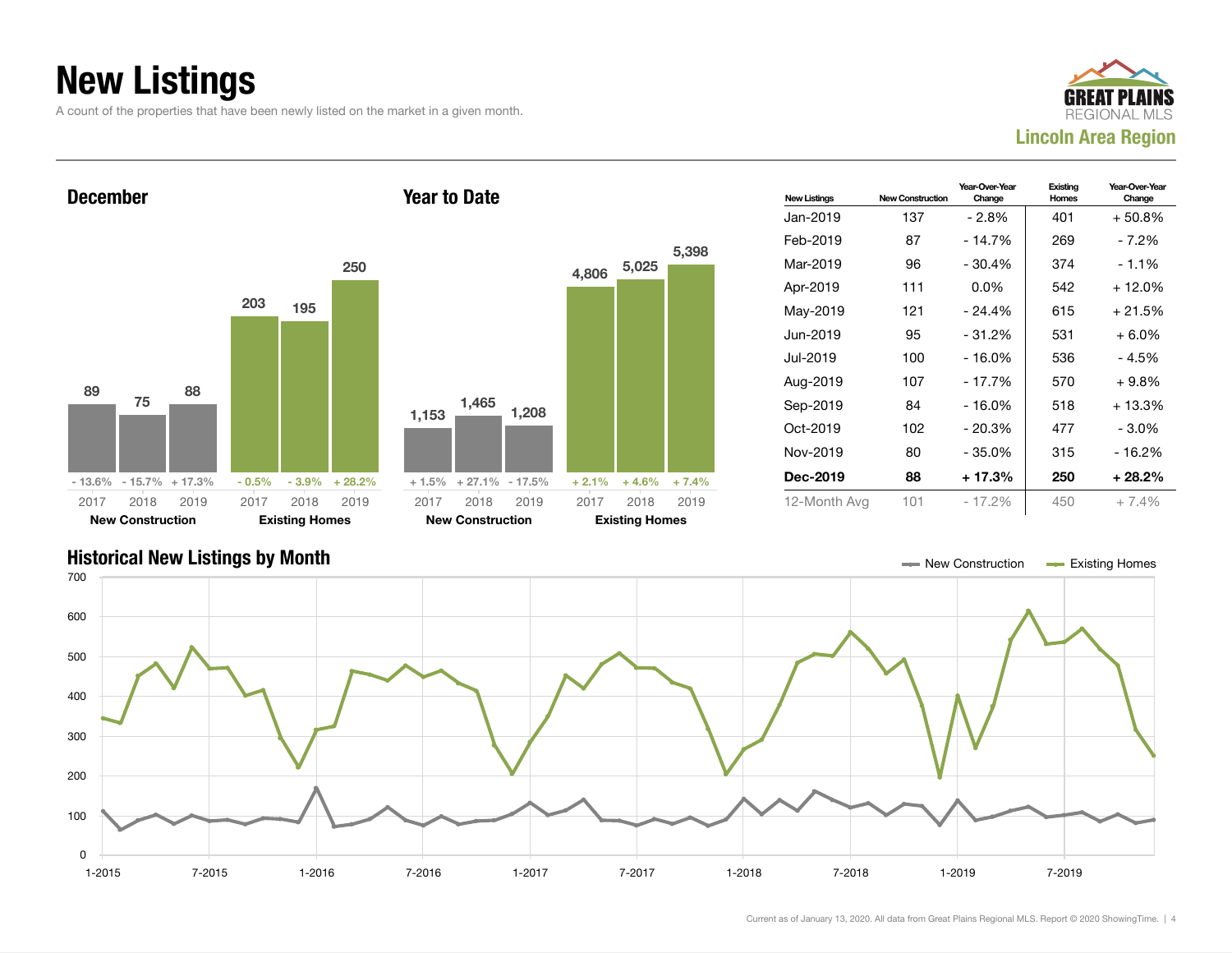# New Listings

A count of the properties that have been newly listed on the market in a given month.

**Lincoln Area Region**

## December

| | 2017 | 2018 | 2019 |
|---|---|---|---|
| New Construction | 89 | 75 | 88 |
| Change | - 13.6% | - 15.7% | + 17.3% |
| Existing Homes | 203 | 195 | 250 |
| Change | - 0.5% | - 3.9% | + 28.2% |

## Year to Date

| | 2017 | 2018 | 2019 |
|---|---|---|---|
| New Construction | 1,153 | 1,465 | 1,208 |
| Change | + 1.5% | + 27.1% | - 17.5% |
| Existing Homes | 4,806 | 5,025 | 5,398 |
| Change | + 2.1% | + 4.6% | + 7.4% |

| New Listings | New Construction | Year-Over-Year Change | Existing Homes | Year-Over-Year Change |
|---|---|---|---|---|
| Jan-2019 | 137 | - 2.8% | 401 | + 50.8% |
| Feb-2019 | 87 | - 14.7% | 269 | - 7.2% |
| Mar-2019 | 96 | - 30.4% | 374 | - 1.1% |
| Apr-2019 | 111 | 0.0% | 542 | + 12.0% |
| May-2019 | 121 | - 24.4% | 615 | + 21.5% |
| Jun-2019 | 95 | - 31.2% | 531 | + 6.0% |
| Jul-2019 | 100 | - 16.0% | 536 | - 4.5% |
| Aug-2019 | 107 | - 17.7% | 570 | + 9.8% |
| Sep-2019 | 84 | - 16.0% | 518 | + 13.3% |
| Oct-2019 | 102 | - 20.3% | 477 | - 3.0% |
| Nov-2019 | 80 | - 35.0% | 315 | - 16.2% |
| **Dec-2019** | **88** | **+ 17.3%** | **250** | **+ 28.2%** |
| 12-Month Avg | 101 | - 17.2% | 450 | + 7.4% |

## Historical New Listings by Month

New Construction / Existing Homes

Current as of January 13, 2020. All data from Great Plains Regional MLS. Report © 2020 ShowingTime.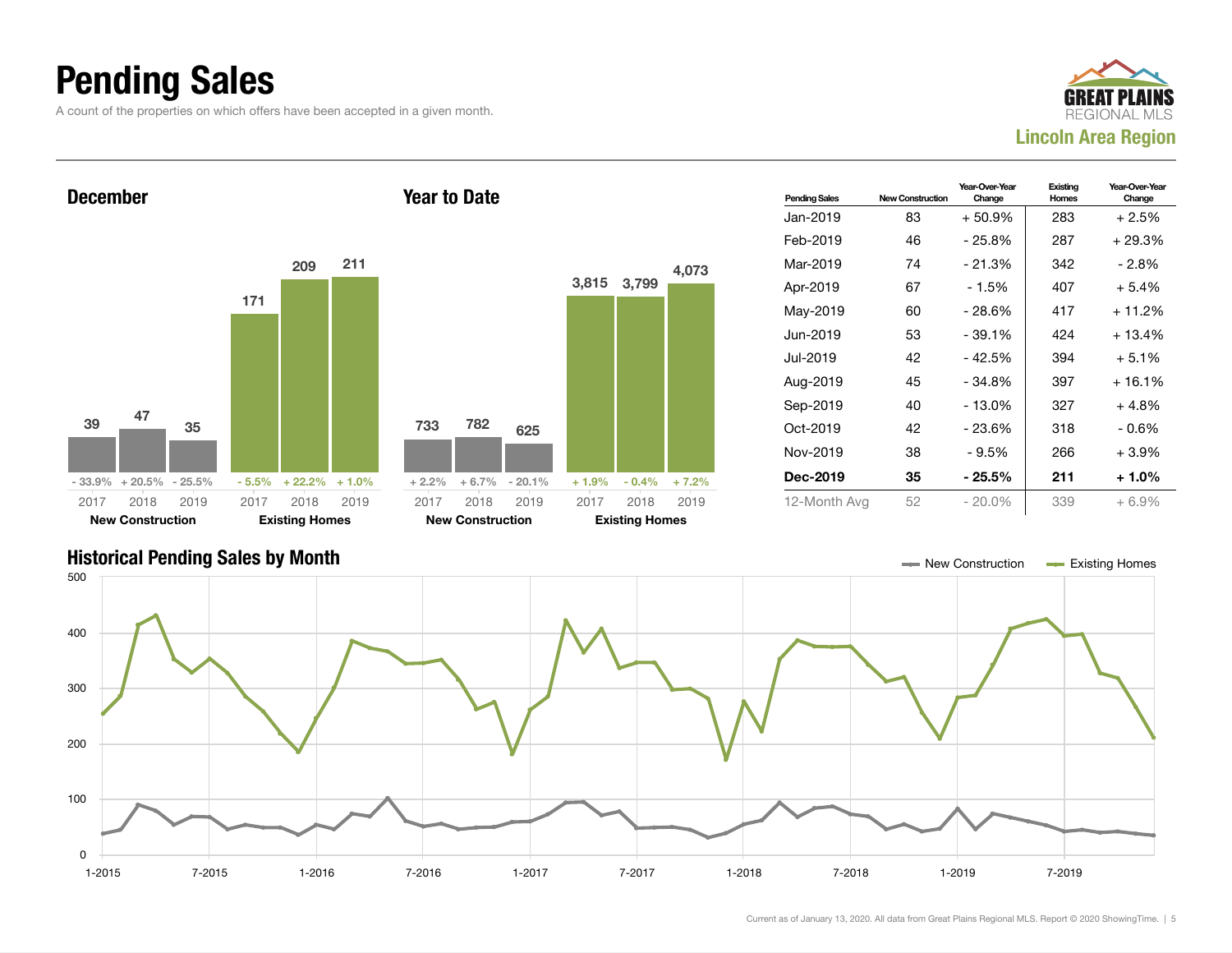# Pending Sales

A count of the properties on which offers have been accepted in a given month.

**Lincoln Area Region**

## December

| | 2017 | 2018 | 2019 |
|---|---|---|---|
| New Construction | 39 | 47 | 35 |
| Change | - 33.9% | + 20.5% | - 25.5% |
| Existing Homes | 171 | 209 | 211 |
| Change | - 5.5% | + 22.2% | + 1.0% |

## Year to Date

| | 2017 | 2018 | 2019 |
|---|---|---|---|
| New Construction | 733 | 782 | 625 |
| Change | + 2.2% | + 6.7% | - 20.1% |
| Existing Homes | 3,815 | 3,799 | 4,073 |
| Change | + 1.9% | - 0.4% | + 7.2% |

| Pending Sales | New Construction | Year-Over-Year Change | Existing Homes | Year-Over-Year Change |
|---|---|---|---|---|
| Jan-2019 | 83 | + 50.9% | 283 | + 2.5% |
| Feb-2019 | 46 | - 25.8% | 287 | + 29.3% |
| Mar-2019 | 74 | - 21.3% | 342 | - 2.8% |
| Apr-2019 | 67 | - 1.5% | 407 | + 5.4% |
| May-2019 | 60 | - 28.6% | 417 | + 11.2% |
| Jun-2019 | 53 | - 39.1% | 424 | + 13.4% |
| Jul-2019 | 42 | - 42.5% | 394 | + 5.1% |
| Aug-2019 | 45 | - 34.8% | 397 | + 16.1% |
| Sep-2019 | 40 | - 13.0% | 327 | + 4.8% |
| Oct-2019 | 42 | - 23.6% | 318 | - 0.6% |
| Nov-2019 | 38 | - 9.5% | 266 | + 3.9% |
| **Dec-2019** | **35** | **- 25.5%** | **211** | **+ 1.0%** |
| 12-Month Avg | 52 | - 20.0% | 339 | + 6.9% |

## Historical Pending Sales by Month

Current as of January 13, 2020. All data from Great Plains Regional MLS. Report © 2020 ShowingTime.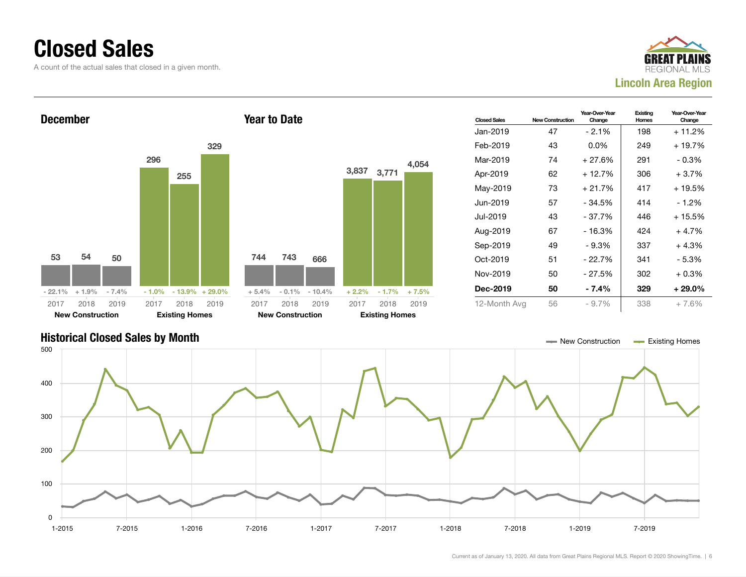# Closed Sales

A count of the actual sales that closed in a given month.

GREAT PLAINS REGIONAL MLS
**Lincoln Area Region**

## December

| | 2017 | 2018 | 2019 |
|---|---|---|---|
| New Construction | 53 | 54 | 50 |
| Change | - 22.1% | + 1.9% | - 7.4% |
| Existing Homes | 296 | 255 | 329 |
| Change | - 1.0% | - 13.9% | + 29.0% |

## Year to Date

| | 2017 | 2018 | 2019 |
|---|---|---|---|
| New Construction | 744 | 743 | 666 |
| Change | + 5.4% | - 0.1% | - 10.4% |
| Existing Homes | 3,837 | 3,771 | 4,054 |
| Change | + 2.2% | - 1.7% | + 7.5% |

| Closed Sales | New Construction | Year-Over-Year Change | Existing Homes | Year-Over-Year Change |
|---|---|---|---|---|
| Jan-2019 | 47 | - 2.1% | 198 | + 11.2% |
| Feb-2019 | 43 | 0.0% | 249 | + 19.7% |
| Mar-2019 | 74 | + 27.6% | 291 | - 0.3% |
| Apr-2019 | 62 | + 12.7% | 306 | + 3.7% |
| May-2019 | 73 | + 21.7% | 417 | + 19.5% |
| Jun-2019 | 57 | - 34.5% | 414 | - 1.2% |
| Jul-2019 | 43 | - 37.7% | 446 | + 15.5% |
| Aug-2019 | 67 | - 16.3% | 424 | + 4.7% |
| Sep-2019 | 49 | - 9.3% | 337 | + 4.3% |
| Oct-2019 | 51 | - 22.7% | 341 | - 5.3% |
| Nov-2019 | 50 | - 27.5% | 302 | + 0.3% |
| **Dec-2019** | **50** | **- 7.4%** | **329** | **+ 29.0%** |
| 12-Month Avg | 56 | - 9.7% | 338 | + 7.6% |

## Historical Closed Sales by Month

New Construction — Existing Homes

Current as of January 13, 2020. All data from Great Plains Regional MLS. Report © 2020 ShowingTime.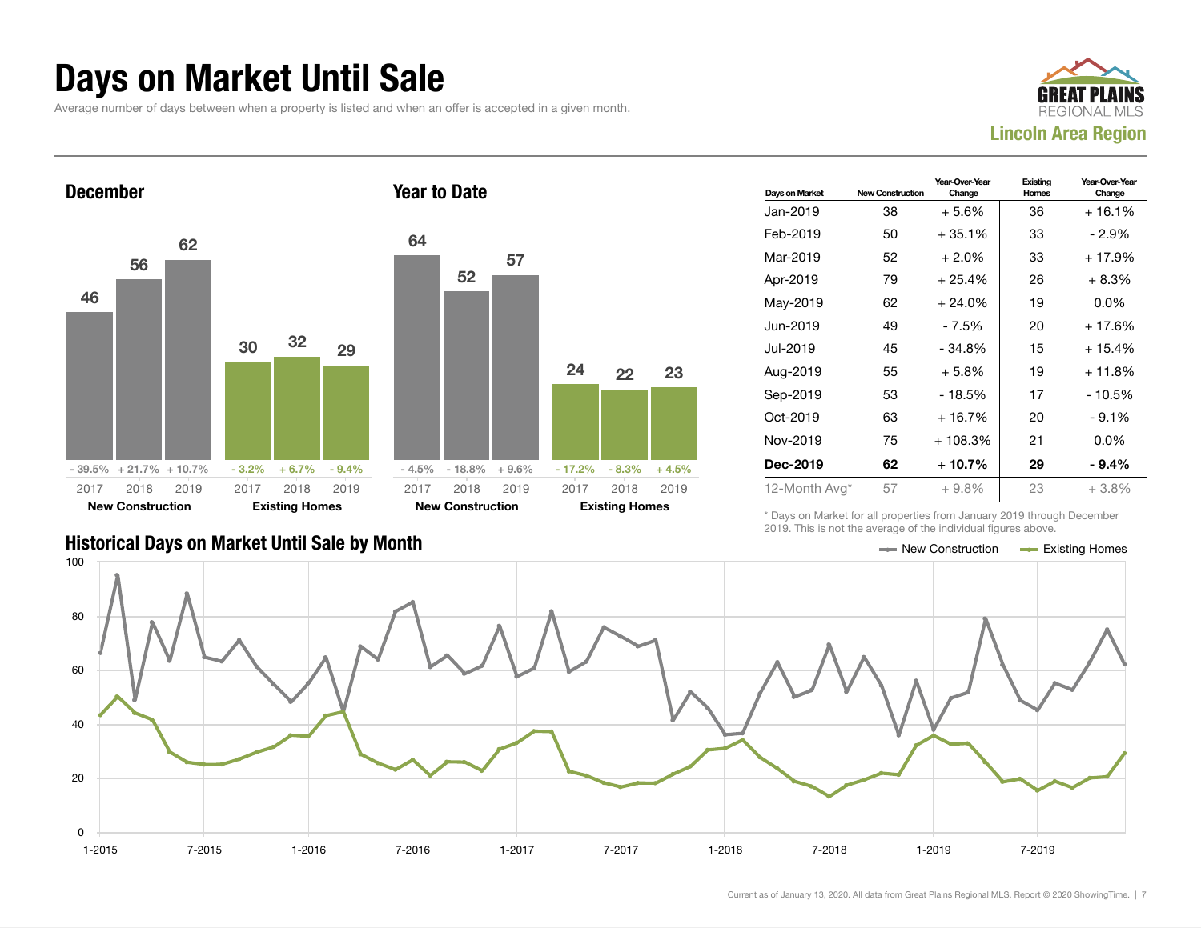# Days on Market Until Sale

Average number of days between when a property is listed and when an offer is accepted in a given month.

GREAT PLAINS REGIONAL MLS

**Lincoln Area Region**

## December

| | 2017 | 2018 | 2019 |
|---|---|---|---|
| New Construction | 46 (- 39.5%) | 56 (+ 21.7%) | 62 (+ 10.7%) |
| Existing Homes | 30 (- 3.2%) | 32 (+ 6.7%) | 29 (- 9.4%) |

## Year to Date

| | 2017 | 2018 | 2019 |
|---|---|---|---|
| New Construction | 64 (- 4.5%) | 52 (- 18.8%) | 57 (+ 9.6%) |
| Existing Homes | 24 (- 17.2%) | 22 (- 8.3%) | 23 (+ 4.5%) |

| Days on Market | New Construction | Year-Over-Year Change | Existing Homes | Year-Over-Year Change |
|---|---|---|---|---|
| Jan-2019 | 38 | + 5.6% | 36 | + 16.1% |
| Feb-2019 | 50 | + 35.1% | 33 | - 2.9% |
| Mar-2019 | 52 | + 2.0% | 33 | + 17.9% |
| Apr-2019 | 79 | + 25.4% | 26 | + 8.3% |
| May-2019 | 62 | + 24.0% | 19 | 0.0% |
| Jun-2019 | 49 | - 7.5% | 20 | + 17.6% |
| Jul-2019 | 45 | - 34.8% | 15 | + 15.4% |
| Aug-2019 | 55 | + 5.8% | 19 | + 11.8% |
| Sep-2019 | 53 | - 18.5% | 17 | - 10.5% |
| Oct-2019 | 63 | + 16.7% | 20 | - 9.1% |
| Nov-2019 | 75 | + 108.3% | 21 | 0.0% |
| **Dec-2019** | **62** | **+ 10.7%** | **29** | **- 9.4%** |
| 12-Month Avg* | 57 | + 9.8% | 23 | + 3.8% |

\* Days on Market for all properties from January 2019 through December 2019. This is not the average of the individual figures above.

## Historical Days on Market Until Sale by Month

Legend: New Construction, Existing Homes

Y-axis: 0, 20, 40, 60, 80, 100

X-axis: 1-2015, 7-2015, 1-2016, 7-2016, 1-2017, 7-2017, 1-2018, 7-2018, 1-2019, 7-2019

Current as of January 13, 2020. All data from Great Plains Regional MLS. Report © 2020 ShowingTime.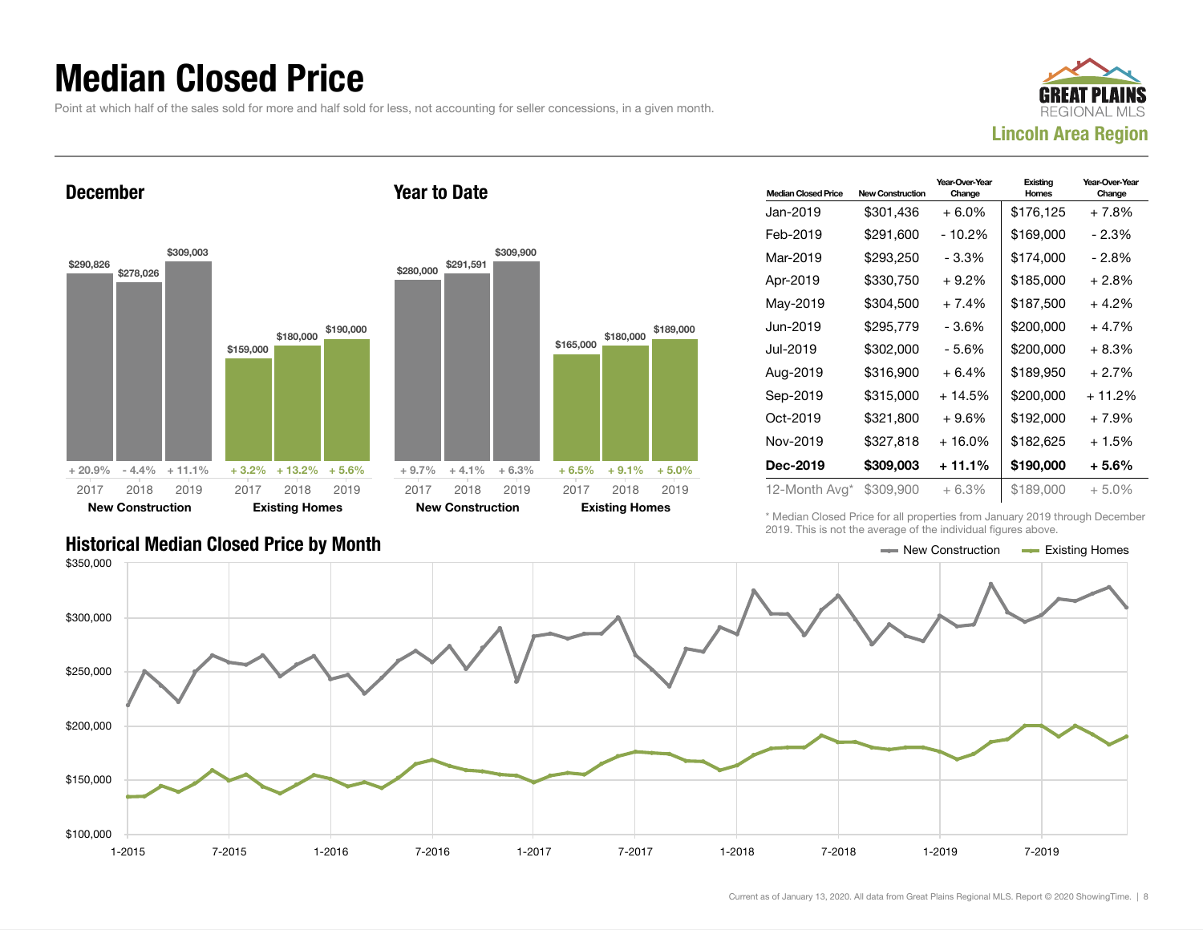# Median Closed Price

Point at which half of the sales sold for more and half sold for less, not accounting for seller concessions, in a given month.

**Lincoln Area Region**

### December

| | 2017 | 2018 | 2019 |
|---|---|---|---|
| New Construction | $290,826 | $278,026 | $309,003 |
| Change | + 20.9% | - 4.4% | + 11.1% |
| Existing Homes | $159,000 | $180,000 | $190,000 |
| Change | + 3.2% | + 13.2% | + 5.6% |

### Year to Date

| | 2017 | 2018 | 2019 |
|---|---|---|---|
| New Construction | $280,000 | $291,591 | $309,900 |
| Change | + 9.7% | + 4.1% | + 6.3% |
| Existing Homes | $165,000 | $180,000 | $189,000 |
| Change | + 6.5% | + 9.1% | + 5.0% |

| Median Closed Price | New Construction | Year-Over-Year Change | Existing Homes | Year-Over-Year Change |
|---|---|---|---|---|
| Jan-2019 | $301,436 | + 6.0% | $176,125 | + 7.8% |
| Feb-2019 | $291,600 | - 10.2% | $169,000 | - 2.3% |
| Mar-2019 | $293,250 | - 3.3% | $174,000 | - 2.8% |
| Apr-2019 | $330,750 | + 9.2% | $185,000 | + 2.8% |
| May-2019 | $304,500 | + 7.4% | $187,500 | + 4.2% |
| Jun-2019 | $295,779 | - 3.6% | $200,000 | + 4.7% |
| Jul-2019 | $302,000 | - 5.6% | $200,000 | + 8.3% |
| Aug-2019 | $316,900 | + 6.4% | $189,950 | + 2.7% |
| Sep-2019 | $315,000 | + 14.5% | $200,000 | + 11.2% |
| Oct-2019 | $321,800 | + 9.6% | $192,000 | + 7.9% |
| Nov-2019 | $327,818 | + 16.0% | $182,625 | + 1.5% |
| **Dec-2019** | **$309,003** | **+ 11.1%** | **$190,000** | **+ 5.6%** |
| 12-Month Avg* | $309,900 | + 6.3% | $189,000 | + 5.0% |

\* Median Closed Price for all properties from January 2019 through December 2019. This is not the average of the individual figures above.

### Historical Median Closed Price by Month

New Construction / Existing Homes

Current as of January 13, 2020. All data from Great Plains Regional MLS. Report © 2020 ShowingTime.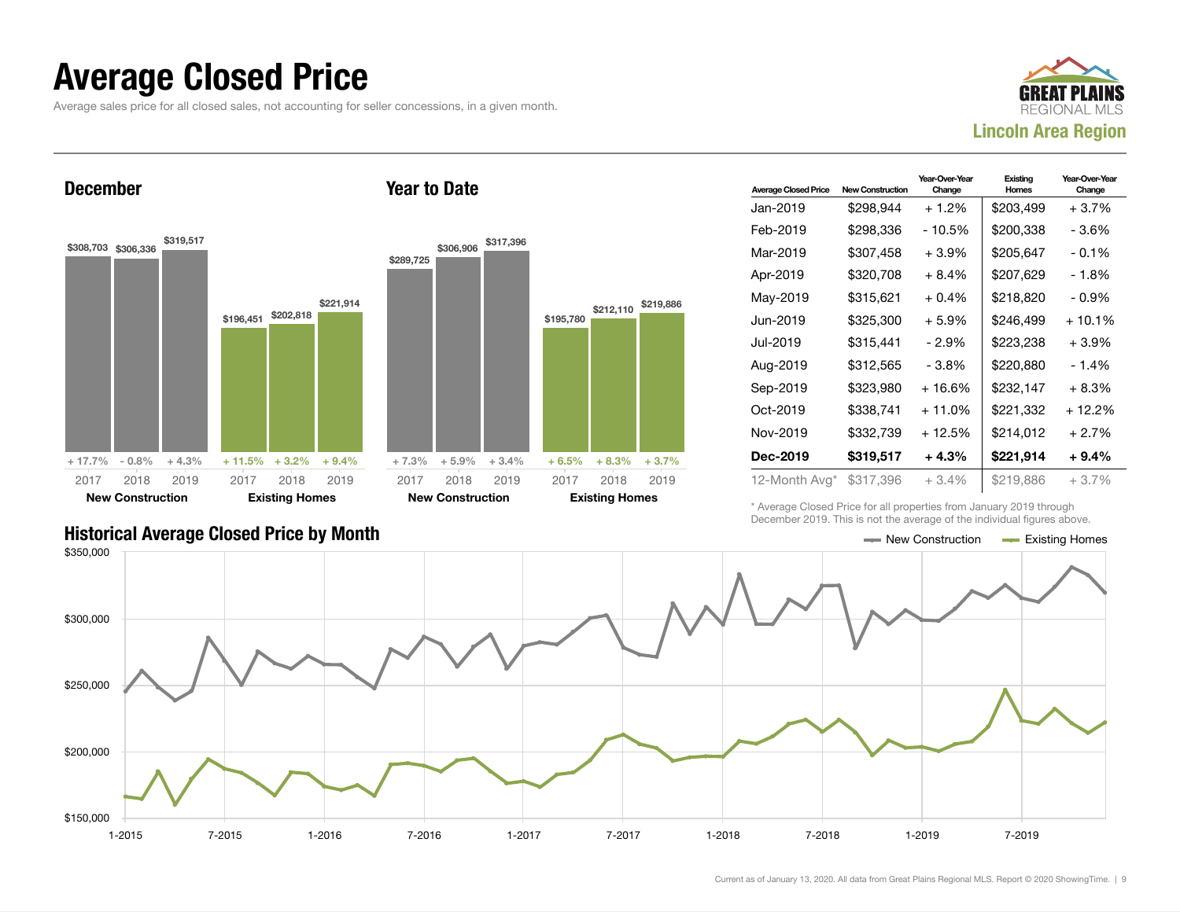# Average Closed Price

Average sales price for all closed sales, not accounting for seller concessions, in a given month.

GREAT PLAINS REGIONAL MLS

**Lincoln Area Region**

### December

| | New Construction | | | Existing Homes | | |
|---|---|---|---|---|---|---|
| | 2017 | 2018 | 2019 | 2017 | 2018 | 2019 |
| Price | $308,703 | $306,336 | $319,517 | $196,451 | $202,818 | $221,914 |
| Change | + 17.7% | - 0.8% | + 4.3% | + 11.5% | + 3.2% | + 9.4% |

### Year to Date

| | New Construction | | | Existing Homes | | |
|---|---|---|---|---|---|---|
| | 2017 | 2018 | 2019 | 2017 | 2018 | 2019 |
| Price | $289,725 | $306,906 | $317,396 | $195,780 | $212,110 | $219,886 |
| Change | + 7.3% | + 5.9% | + 3.4% | + 6.5% | + 8.3% | + 3.7% |

| Average Closed Price | New Construction | Year-Over-Year Change | Existing Homes | Year-Over-Year Change |
|---|---|---|---|---|
| Jan-2019 | $298,944 | + 1.2% | $203,499 | + 3.7% |
| Feb-2019 | $298,336 | - 10.5% | $200,338 | - 3.6% |
| Mar-2019 | $307,458 | + 3.9% | $205,647 | - 0.1% |
| Apr-2019 | $320,708 | + 8.4% | $207,629 | - 1.8% |
| May-2019 | $315,621 | + 0.4% | $218,820 | - 0.9% |
| Jun-2019 | $325,300 | + 5.9% | $246,499 | + 10.1% |
| Jul-2019 | $315,441 | - 2.9% | $223,238 | + 3.9% |
| Aug-2019 | $312,565 | - 3.8% | $220,880 | - 1.4% |
| Sep-2019 | $323,980 | + 16.6% | $232,147 | + 8.3% |
| Oct-2019 | $338,741 | + 11.0% | $221,332 | + 12.2% |
| Nov-2019 | $332,739 | + 12.5% | $214,012 | + 2.7% |
| **Dec-2019** | **$319,517** | **+ 4.3%** | **$221,914** | **+ 9.4%** |
| 12-Month Avg* | $317,396 | + 3.4% | $219,886 | + 3.7% |

\* Average Closed Price for all properties from January 2019 through December 2019. This is not the average of the individual figures above.

### Historical Average Closed Price by Month

New Construction — Existing Homes

Current as of January 13, 2020. All data from Great Plains Regional MLS. Report © 2020 ShowingTime.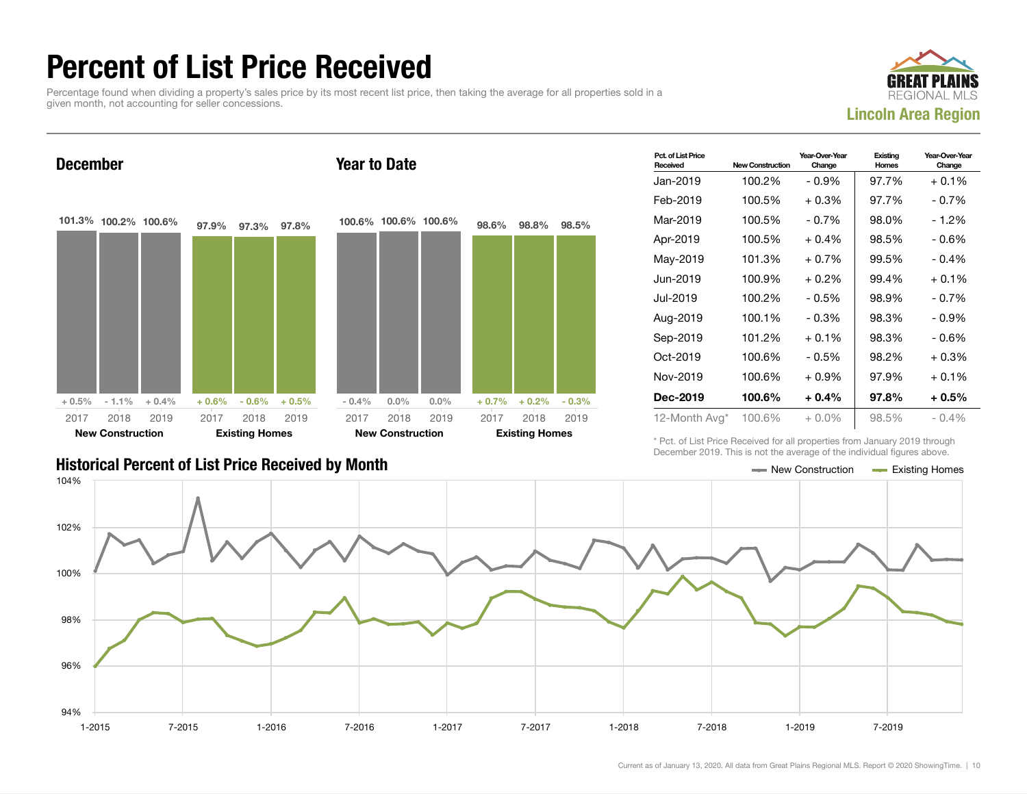# Percent of List Price Received

Percentage found when dividing a property's sales price by its most recent list price, then taking the average for all properties sold in a given month, not accounting for seller concessions.

**GREAT PLAINS** REGIONAL MLS

**Lincoln Area Region**

## December

| | 2017 | 2018 | 2019 |
|---|---|---|---|
| New Construction | 101.3% | 100.2% | 100.6% |
| Change | + 0.5% | - 1.1% | + 0.4% |
| Existing Homes | 97.9% | 97.3% | 97.8% |
| Change | + 0.6% | - 0.6% | + 0.5% |

## Year to Date

| | 2017 | 2018 | 2019 |
|---|---|---|---|
| New Construction | 100.6% | 100.6% | 100.6% |
| Change | - 0.4% | 0.0% | 0.0% |
| Existing Homes | 98.6% | 98.8% | 98.5% |
| Change | + 0.7% | + 0.2% | - 0.3% |

| Pct. of List Price Received | New Construction | Year-Over-Year Change | Existing Homes | Year-Over-Year Change |
|---|---|---|---|---|
| Jan-2019 | 100.2% | - 0.9% | 97.7% | + 0.1% |
| Feb-2019 | 100.5% | + 0.3% | 97.7% | - 0.7% |
| Mar-2019 | 100.5% | - 0.7% | 98.0% | - 1.2% |
| Apr-2019 | 100.5% | + 0.4% | 98.5% | - 0.6% |
| May-2019 | 101.3% | + 0.7% | 99.5% | - 0.4% |
| Jun-2019 | 100.9% | + 0.2% | 99.4% | + 0.1% |
| Jul-2019 | 100.2% | - 0.5% | 98.9% | - 0.7% |
| Aug-2019 | 100.1% | - 0.3% | 98.3% | - 0.9% |
| Sep-2019 | 101.2% | + 0.1% | 98.3% | - 0.6% |
| Oct-2019 | 100.6% | - 0.5% | 98.2% | + 0.3% |
| Nov-2019 | 100.6% | + 0.9% | 97.9% | + 0.1% |
| **Dec-2019** | **100.6%** | **+ 0.4%** | **97.8%** | **+ 0.5%** |
| 12-Month Avg* | 100.6% | + 0.0% | 98.5% | - 0.4% |

\* Pct. of List Price Received for all properties from January 2019 through December 2019. This is not the average of the individual figures above.

## Historical Percent of List Price Received by Month

New Construction — Existing Homes

Current as of January 13, 2020. All data from Great Plains Regional MLS. Report © 2020 ShowingTime.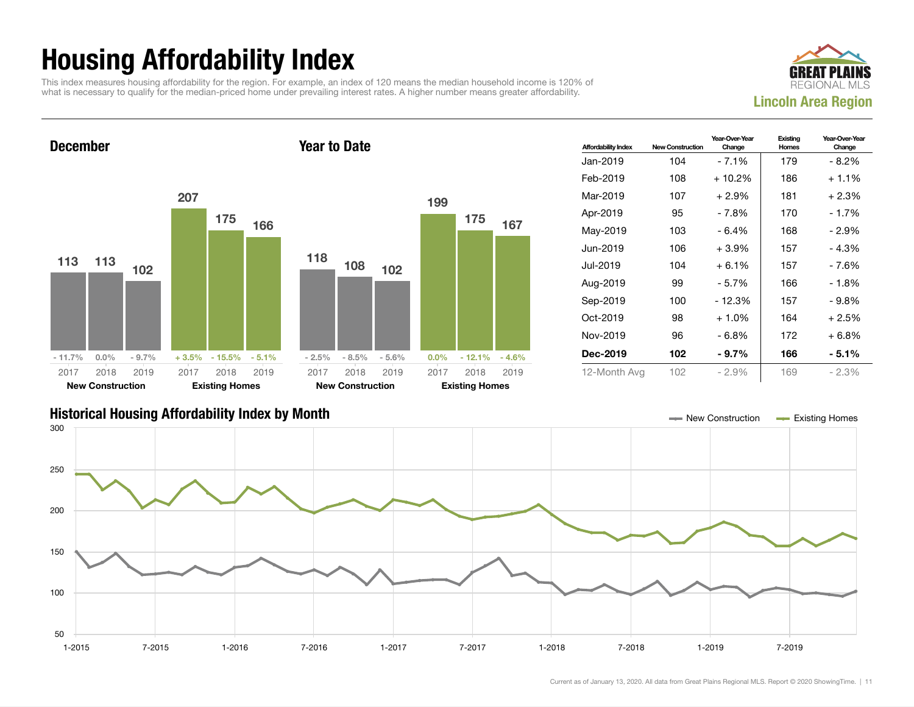# Housing Affordability Index

This index measures housing affordability for the region. For example, an index of 120 means the median household income is 120% of what is necessary to qualify for the median-priced home under prevailing interest rates. A higher number means greater affordability.

GREAT PLAINS REGIONAL MLS

**Lincoln Area Region**

## December

| | 2017 | 2018 | 2019 |
|---|---|---|---|
| New Construction | 113 | 113 | 102 |
| Change | - 11.7% | 0.0% | - 9.7% |
| Existing Homes | 207 | 175 | 166 |
| Change | + 3.5% | - 15.5% | - 5.1% |

## Year to Date

| | 2017 | 2018 | 2019 |
|---|---|---|---|
| New Construction | 118 | 108 | 102 |
| Change | - 2.5% | - 8.5% | - 5.6% |
| Existing Homes | 199 | 175 | 167 |
| Change | 0.0% | - 12.1% | - 4.6% |

| Affordability Index | New Construction | Year-Over-Year Change | Existing Homes | Year-Over-Year Change |
|---|---|---|---|---|
| Jan-2019 | 104 | - 7.1% | 179 | - 8.2% |
| Feb-2019 | 108 | + 10.2% | 186 | + 1.1% |
| Mar-2019 | 107 | + 2.9% | 181 | + 2.3% |
| Apr-2019 | 95 | - 7.8% | 170 | - 1.7% |
| May-2019 | 103 | - 6.4% | 168 | - 2.9% |
| Jun-2019 | 106 | + 3.9% | 157 | - 4.3% |
| Jul-2019 | 104 | + 6.1% | 157 | - 7.6% |
| Aug-2019 | 99 | - 5.7% | 166 | - 1.8% |
| Sep-2019 | 100 | - 12.3% | 157 | - 9.8% |
| Oct-2019 | 98 | + 1.0% | 164 | + 2.5% |
| Nov-2019 | 96 | - 6.8% | 172 | + 6.8% |
| **Dec-2019** | **102** | **- 9.7%** | **166** | **- 5.1%** |
| 12-Month Avg | 102 | - 2.9% | 169 | - 2.3% |

## Historical Housing Affordability Index by Month

New Construction — Existing Homes

Current as of January 13, 2020. All data from Great Plains Regional MLS. Report © 2020 ShowingTime.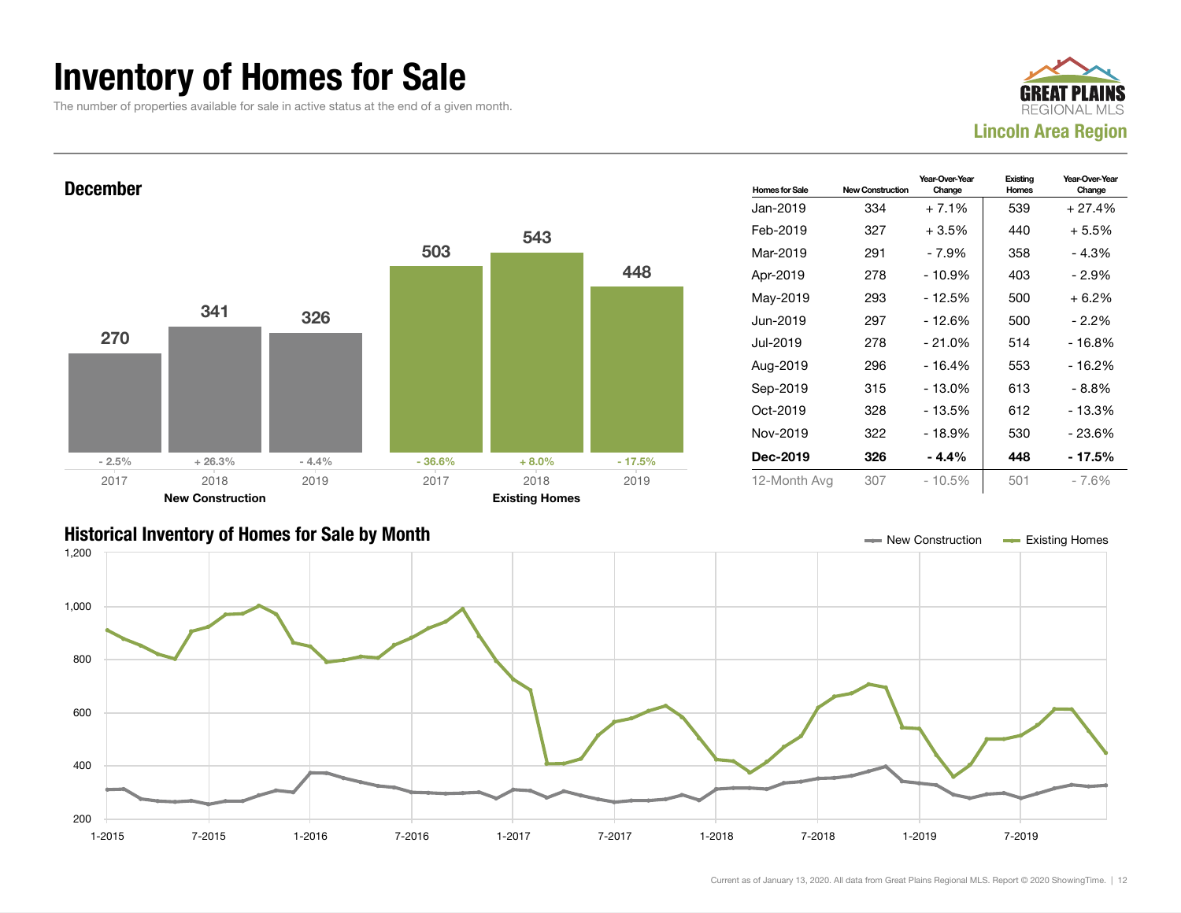# Inventory of Homes for Sale

The number of properties available for sale in active status at the end of a given month.

GREAT PLAINS REGIONAL MLS
**Lincoln Area Region**

## December

| | 2017 | 2018 | 2019 |
|---|---|---|---|
| **New Construction** | 270 | 341 | 326 |
| Change | - 2.5% | + 26.3% | - 4.4% |
| **Existing Homes** | 503 | 543 | 448 |
| Change | - 36.6% | + 8.0% | - 17.5% |

| Homes for Sale | New Construction | Year-Over-Year Change | Existing Homes | Year-Over-Year Change |
|---|---|---|---|---|
| Jan-2019 | 334 | + 7.1% | 539 | + 27.4% |
| Feb-2019 | 327 | + 3.5% | 440 | + 5.5% |
| Mar-2019 | 291 | - 7.9% | 358 | - 4.3% |
| Apr-2019 | 278 | - 10.9% | 403 | - 2.9% |
| May-2019 | 293 | - 12.5% | 500 | + 6.2% |
| Jun-2019 | 297 | - 12.6% | 500 | - 2.2% |
| Jul-2019 | 278 | - 21.0% | 514 | - 16.8% |
| Aug-2019 | 296 | - 16.4% | 553 | - 16.2% |
| Sep-2019 | 315 | - 13.0% | 613 | - 8.8% |
| Oct-2019 | 328 | - 13.5% | 612 | - 13.3% |
| Nov-2019 | 322 | - 18.9% | 530 | - 23.6% |
| **Dec-2019** | **326** | **- 4.4%** | **448** | **- 17.5%** |
| 12-Month Avg | 307 | - 10.5% | 501 | - 7.6% |

## Historical Inventory of Homes for Sale by Month

New Construction — Existing Homes

Current as of January 13, 2020. All data from Great Plains Regional MLS. Report © 2020 ShowingTime.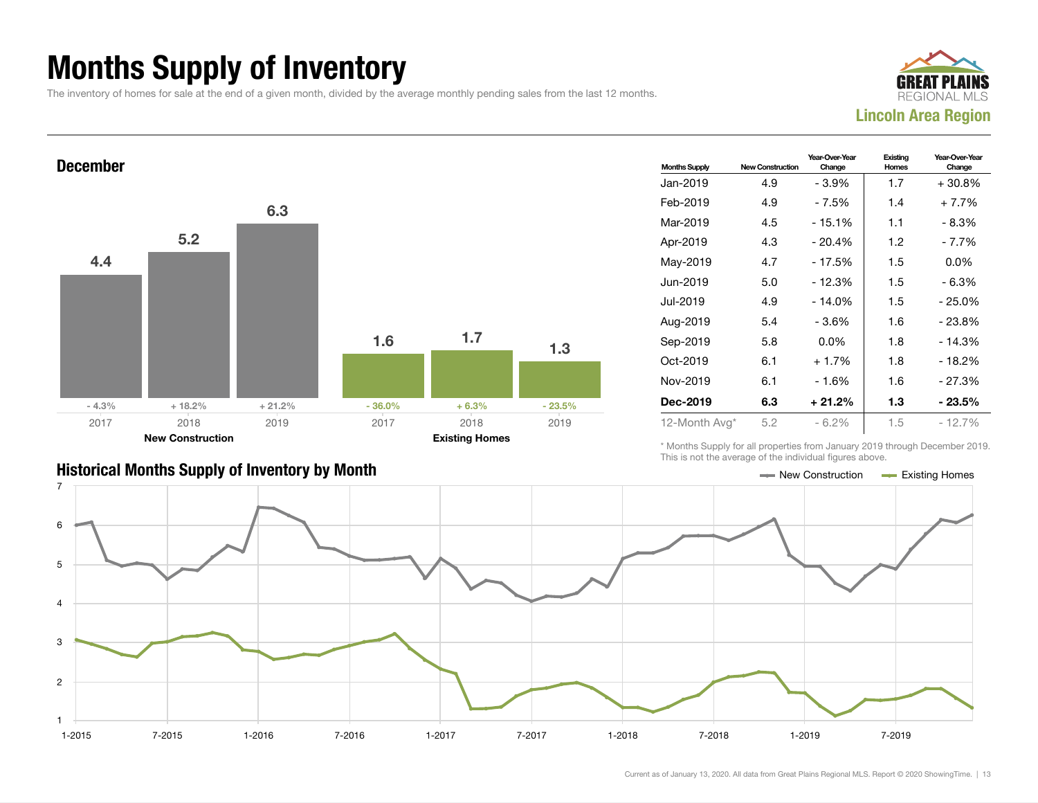# Months Supply of Inventory

The inventory of homes for sale at the end of a given month, divided by the average monthly pending sales from the last 12 months.

GREAT PLAINS REGIONAL MLS
**Lincoln Area Region**

## December

| | 2017 | 2018 | 2019 |
|---|---|---|---|
| **New Construction** | 4.4 (- 4.3%) | 5.2 (+ 18.2%) | 6.3 (+ 21.2%) |
| **Existing Homes** | 1.6 (- 36.0%) | 1.7 (+ 6.3%) | 1.3 (- 23.5%) |

| Months Supply | New Construction | Year-Over-Year Change | Existing Homes | Year-Over-Year Change |
|---|---|---|---|---|
| Jan-2019 | 4.9 | - 3.9% | 1.7 | + 30.8% |
| Feb-2019 | 4.9 | - 7.5% | 1.4 | + 7.7% |
| Mar-2019 | 4.5 | - 15.1% | 1.1 | - 8.3% |
| Apr-2019 | 4.3 | - 20.4% | 1.2 | - 7.7% |
| May-2019 | 4.7 | - 17.5% | 1.5 | 0.0% |
| Jun-2019 | 5.0 | - 12.3% | 1.5 | - 6.3% |
| Jul-2019 | 4.9 | - 14.0% | 1.5 | - 25.0% |
| Aug-2019 | 5.4 | - 3.6% | 1.6 | - 23.8% |
| Sep-2019 | 5.8 | 0.0% | 1.8 | - 14.3% |
| Oct-2019 | 6.1 | + 1.7% | 1.8 | - 18.2% |
| Nov-2019 | 6.1 | - 1.6% | 1.6 | - 27.3% |
| **Dec-2019** | **6.3** | **+ 21.2%** | **1.3** | **- 23.5%** |
| 12-Month Avg* | 5.2 | - 6.2% | 1.5 | - 12.7% |

\* Months Supply for all properties from January 2019 through December 2019. This is not the average of the individual figures above.

## Historical Months Supply of Inventory by Month

New Construction — Existing Homes

Current as of January 13, 2020. All data from Great Plains Regional MLS. Report © 2020 ShowingTime.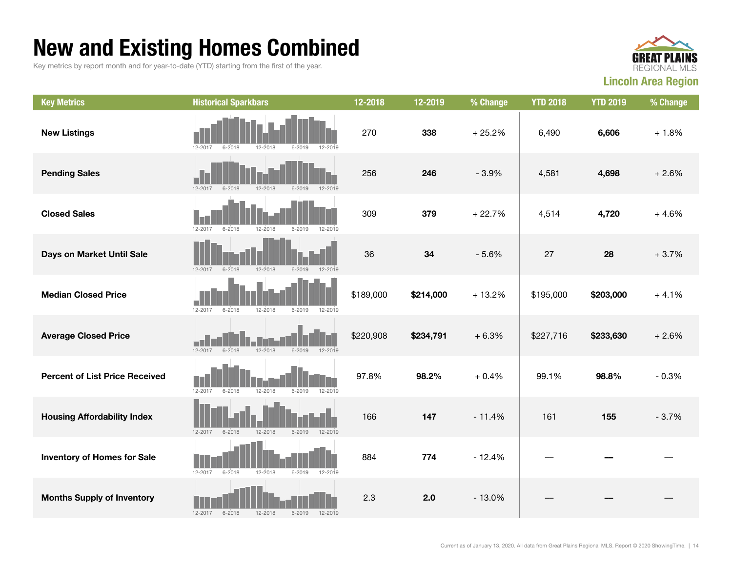# New and Existing Homes Combined

Key metrics by report month and for year-to-date (YTD) starting from the first of the year.

GREAT PLAINS REGIONAL MLS

**Lincoln Area Region**

| Key Metrics | Historical Sparkbars | 12-2018 | 12-2019 | % Change | YTD 2018 | YTD 2019 | % Change |
|---|---|---|---|---|---|---|---|
| **New Listings** | 12-2017 6-2018 12-2018 6-2019 12-2019 | 270 | **338** | + 25.2% | 6,490 | **6,606** | + 1.8% |
| **Pending Sales** | 12-2017 6-2018 12-2018 6-2019 12-2019 | 256 | **246** | - 3.9% | 4,581 | **4,698** | + 2.6% |
| **Closed Sales** | 12-2017 6-2018 12-2018 6-2019 12-2019 | 309 | **379** | + 22.7% | 4,514 | **4,720** | + 4.6% |
| **Days on Market Until Sale** | 12-2017 6-2018 12-2018 6-2019 12-2019 | 36 | **34** | - 5.6% | 27 | **28** | + 3.7% |
| **Median Closed Price** | 12-2017 6-2018 12-2018 6-2019 12-2019 | $189,000 | **$214,000** | + 13.2% | $195,000 | **$203,000** | + 4.1% |
| **Average Closed Price** | 12-2017 6-2018 12-2018 6-2019 12-2019 | $220,908 | **$234,791** | + 6.3% | $227,716 | **$233,630** | + 2.6% |
| **Percent of List Price Received** | 12-2017 6-2018 12-2018 6-2019 12-2019 | 97.8% | **98.2%** | + 0.4% | 99.1% | **98.8%** | - 0.3% |
| **Housing Affordability Index** | 12-2017 6-2018 12-2018 6-2019 12-2019 | 166 | **147** | - 11.4% | 161 | **155** | - 3.7% |
| **Inventory of Homes for Sale** | 12-2017 6-2018 12-2018 6-2019 12-2019 | 884 | **774** | - 12.4% | — | **—** | — |
| **Months Supply of Inventory** | 12-2017 6-2018 12-2018 6-2019 12-2019 | 2.3 | **2.0** | - 13.0% | — | **—** | — |

Current as of January 13, 2020. All data from Great Plains Regional MLS. Report © 2020 ShowingTime.